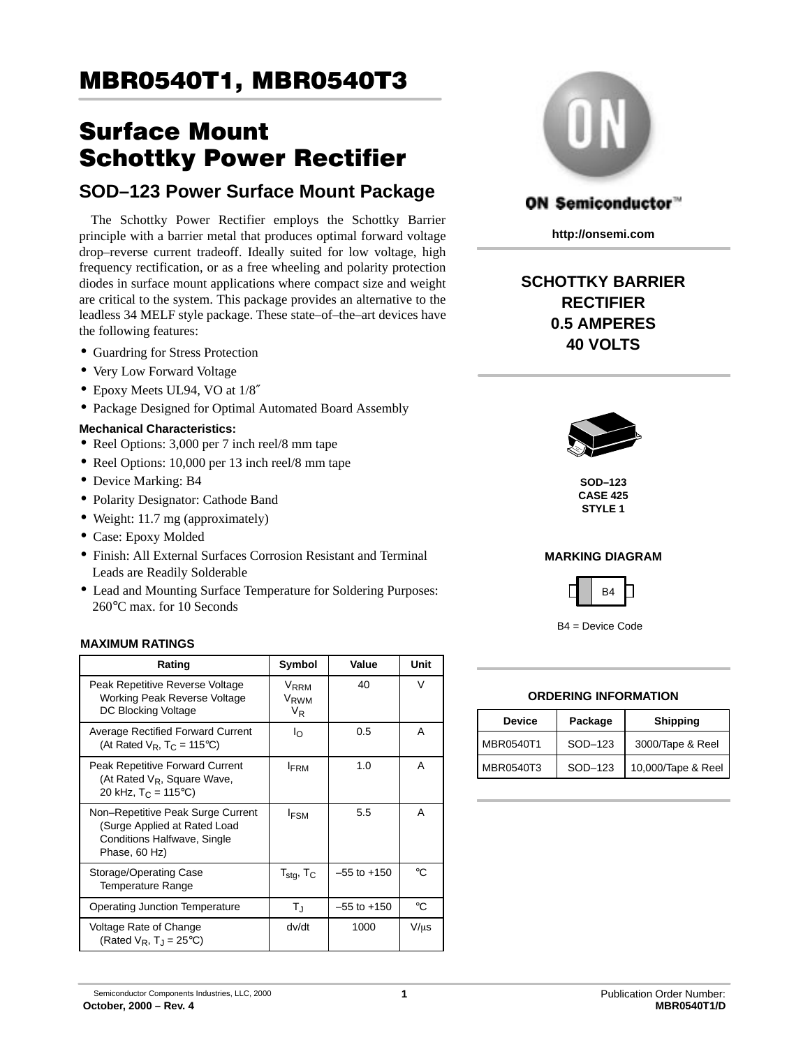# MBR0540T1, MBR0540T3

# Surface Mount Schottky Power Rectifier

## SOD–123 Power Surface Mount Package

The Schottky Power Rectifier employs the Schottky Barrier principle with a barrier metal that produces optimal forward voltage drop–reverse current tradeoff. Ideally suited for low voltage, high frequency rectification, or as a free wheeling and polarity protection diodes in surface mount applications where compact size and weight are critical to the system. This package provides an alternative to the leadless 34 MELF style package. These state–of–the–art devices have the following features:

- Guardring for Stress Protection
- Very Low Forward Voltage
- Epoxy Meets UL94, VO at 1/8″
- Package Designed for Optimal Automated Board Assembly

**Mechanical Characteristics:**

- Reel Options: 3,000 per 7 inch reel/8 mm tape
- Reel Options: 10,000 per 13 inch reel/8 mm tape
- Device Marking: B4
- Polarity Designator: Cathode Band
- Weight: 11.7 mg (approximately)
- Case: Epoxy Molded
- Finish: All External Surfaces Corrosion Resistant and Terminal Leads are Readily Solderable
- Lead and Mounting Surface Temperature for Soldering Purposes: 260°C max. for 10 Seconds

ON Semiconductor™

http://onsemi.com

**SCHOTTKY BARRIER RECTIFIER**
**0.5 AMPERES**
**40 VOLTS**

SOD–123
CASE 425
STYLE 1

**MARKING DIAGRAM**

B4

B4 = Device Code

**ORDERING INFORMATION**

| Device | Package | Shipping |
|---|---|---|
| MBR0540T1 | SOD–123 | 3000/Tape & Reel |
| MBR0540T3 | SOD–123 | 10,000/Tape & Reel |

**MAXIMUM RATINGS**

| Rating | Symbol | Value | Unit |
|---|---|---|---|
| Peak Repetitive Reverse Voltage<br>Working Peak Reverse Voltage<br>DC Blocking Voltage | $V_{RRM}$<br>$V_{RWM}$<br>$V_R$ | 40 | V |
| Average Rectified Forward Current (At Rated $V_R$, $T_C$ = 115°C) | $I_O$ | 0.5 | A |
| Peak Repetitive Forward Current (At Rated $V_R$, Square Wave, 20 kHz, $T_C$ = 115°C) | $I_{FRM}$ | 1.0 | A |
| Non–Repetitive Peak Surge Current (Surge Applied at Rated Load Conditions Halfwave, Single Phase, 60 Hz) | $I_{FSM}$ | 5.5 | A |
| Storage/Operating Case Temperature Range | $T_{stg}$, $T_C$ | –55 to +150 | °C |
| Operating Junction Temperature | $T_J$ | –55 to +150 | °C |
| Voltage Rate of Change (Rated $V_R$, $T_J$ = 25°C) | dv/dt | 1000 | V/μs |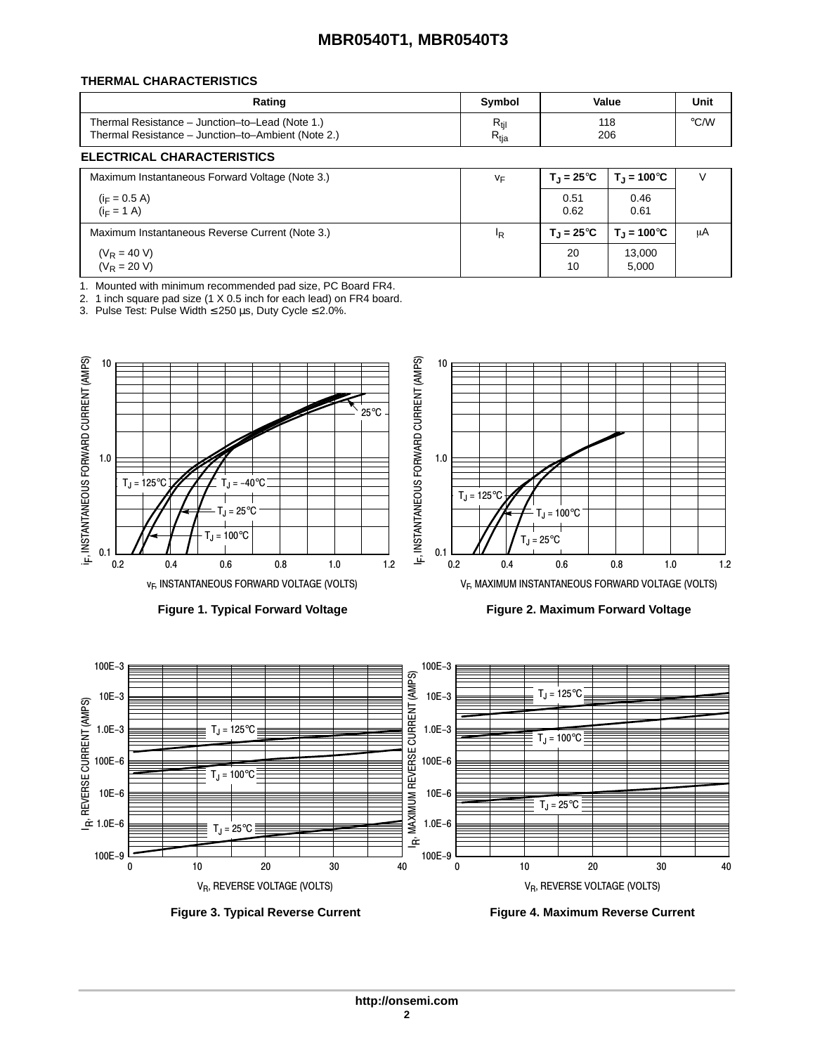## THERMAL CHARACTERISTICS

| Rating | Symbol | Value | Unit |
|---|---|---|---|
| Thermal Resistance – Junction–to–Lead (Note 1.)<br>Thermal Resistance – Junction–to–Ambient (Note 2.) | $R_{tjl}$<br>$R_{tja}$ | 118<br>206 | °C/W |

## ELECTRICAL CHARACTERISTICS

| | | | | |
|---|---|---|---|---|
| Maximum Instantaneous Forward Voltage (Note 3.) | $v_F$ | $T_J$ = 25°C | $T_J$ = 100°C | V |
| ($i_F$ = 0.5 A)<br>($i_F$ = 1 A) | | 0.51<br>0.62 | 0.46<br>0.61 | |
| Maximum Instantaneous Reverse Current (Note 3.) | $I_R$ | $T_J$ = 25°C | $T_J$ = 100°C | μA |
| ($V_R$ = 40 V)<br>($V_R$ = 20 V) | | 20<br>10 | 13,000<br>5,000 | |

1. Mounted with minimum recommended pad size, PC Board FR4.
2. 1 inch square pad size (1 X 0.5 inch for each lead) on FR4 board.
3. Pulse Test: Pulse Width ≤ 250 μs, Duty Cycle ≤ 2.0%.

**Figure 1. Typical Forward Voltage**

**Figure 2. Maximum Forward Voltage**

**Figure 3. Typical Reverse Current**

**Figure 4. Maximum Reverse Current**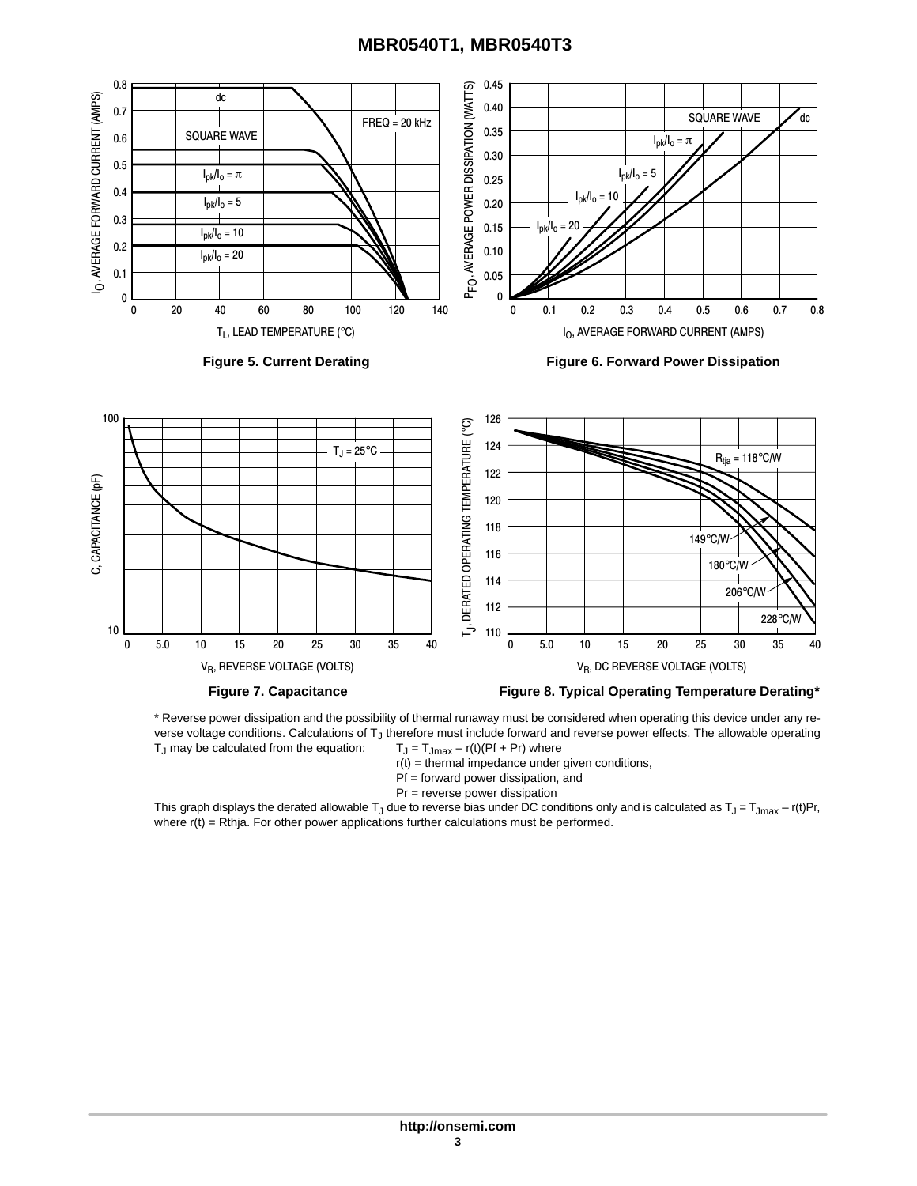Figure 5. Current Derating

Figure 6. Forward Power Dissipation

Figure 7. Capacitance

Figure 8. Typical Operating Temperature Derating*

\* Reverse power dissipation and the possibility of thermal runaway must be considered when operating this device under any reverse voltage conditions. Calculations of $T_J$ therefore must include forward and reverse power effects. The allowable operating $T_J$ may be calculated from the equation: $T_J = T_{Jmax} - r(t)(Pf + Pr)$ where

r(t) = thermal impedance under given conditions,

Pf = forward power dissipation, and

Pr = reverse power dissipation

This graph displays the derated allowable $T_J$ due to reverse bias under DC conditions only and is calculated as $T_J = T_{Jmax} - r(t)Pr$, where r(t) = Rthja. For other power applications further calculations must be performed.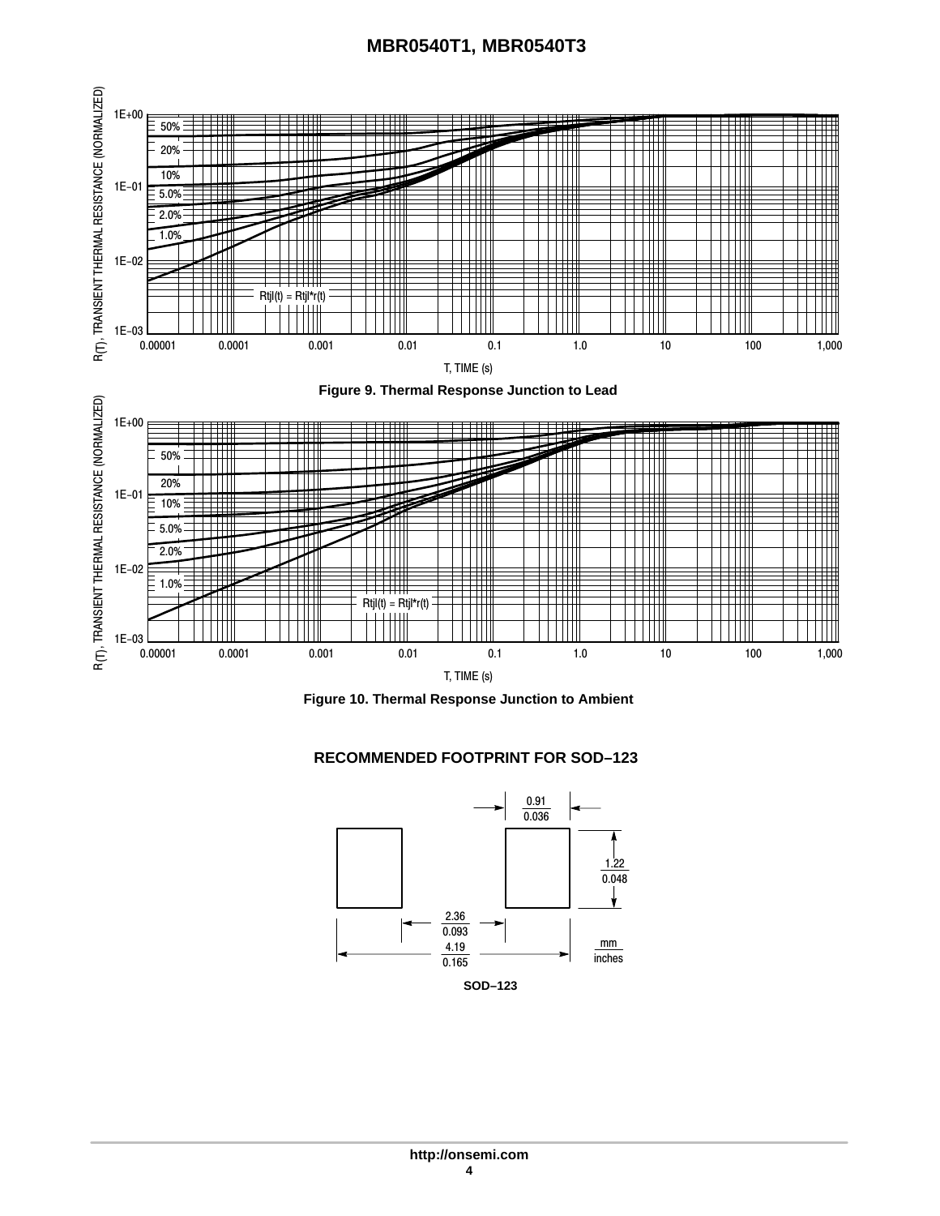Figure 9. Thermal Response Junction to Lead

Figure 10. Thermal Response Junction to Ambient

## RECOMMENDED FOOTPRINT FOR SOD–123

SOD–123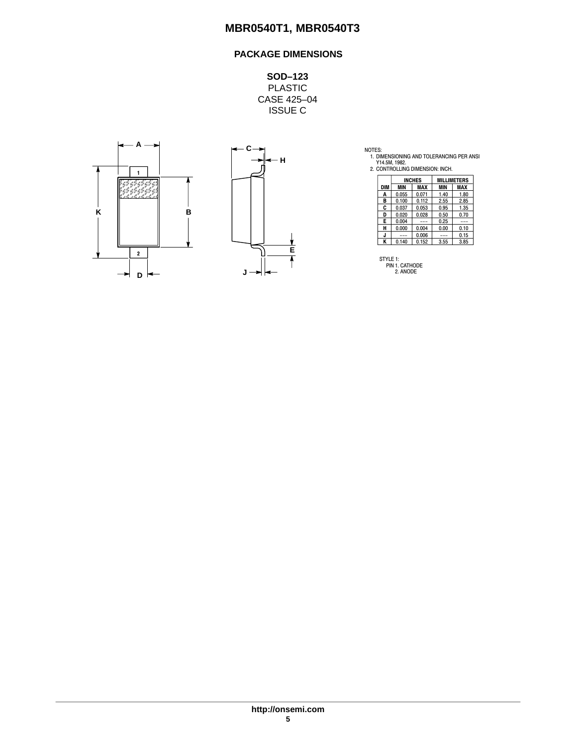## PACKAGE DIMENSIONS

**SOD–123**
PLASTIC
CASE 425–04
ISSUE C

NOTES:
1. DIMENSIONING AND TOLERANCING PER ANSI Y14.5M, 1982.
2. CONTROLLING DIMENSION: INCH.

| DIM | INCHES | | MILLIMETERS | |
|---|---|---|---|---|
| | MIN | MAX | MIN | MAX |
| A | 0.055 | 0.071 | 1.40 | 1.80 |
| B | 0.100 | 0.112 | 2.55 | 2.85 |
| C | 0.037 | 0.053 | 0.95 | 1.35 |
| D | 0.020 | 0.028 | 0.50 | 0.70 |
| E | 0.004 | --- | 0.25 | --- |
| H | 0.000 | 0.004 | 0.00 | 0.10 |
| J | --- | 0.006 | --- | 0.15 |
| K | 0.140 | 0.152 | 3.55 | 3.85 |

STYLE 1:
PIN 1. CATHODE
2. ANODE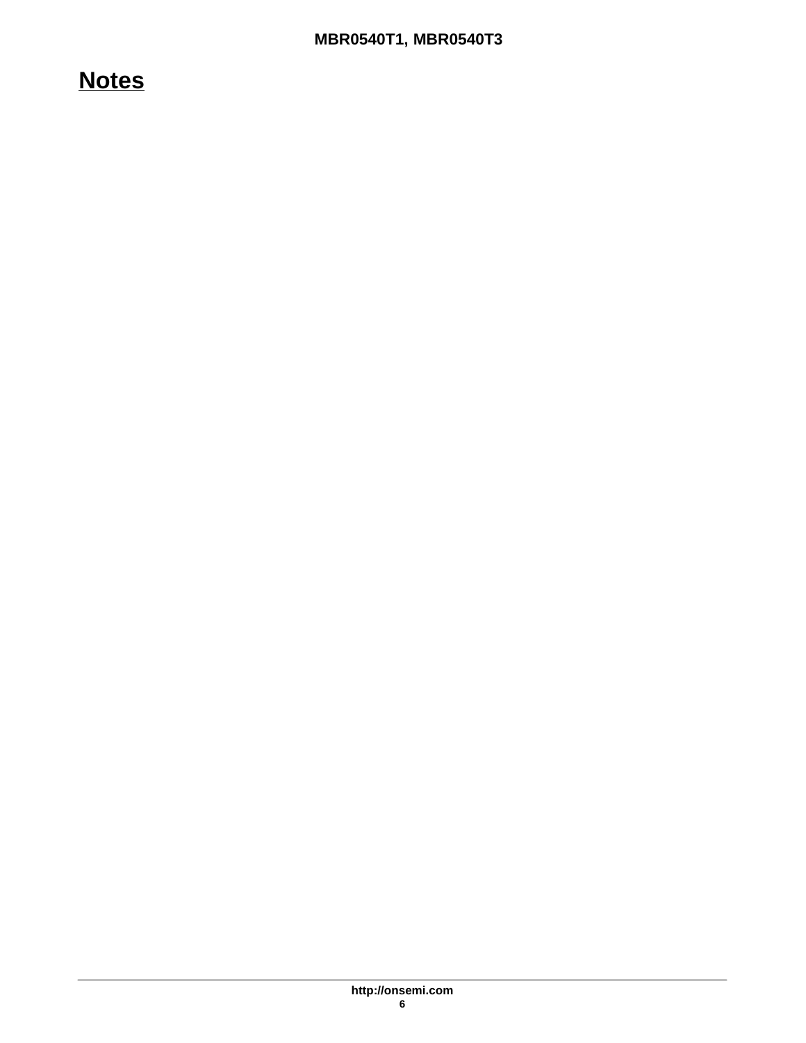## Notes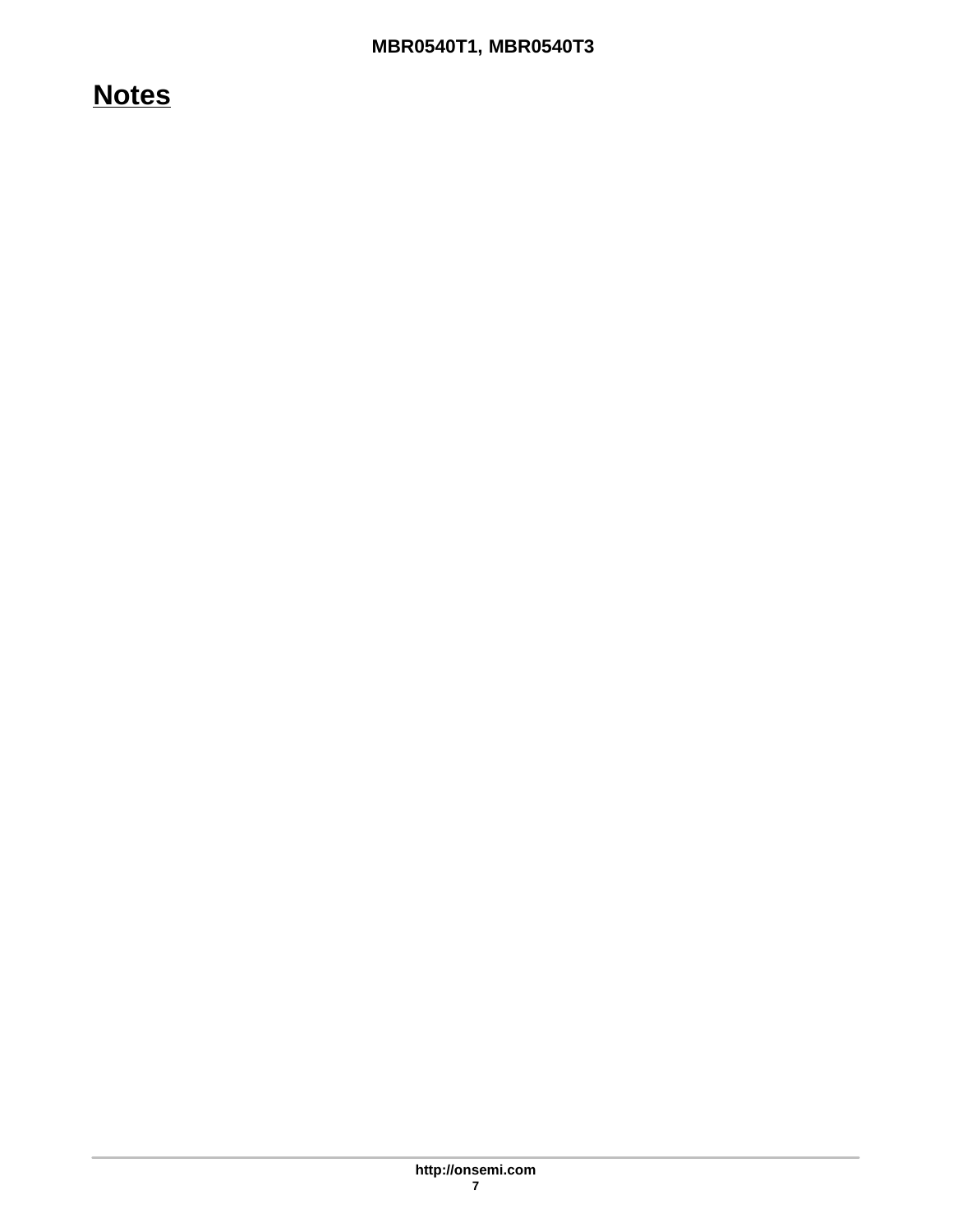## Notes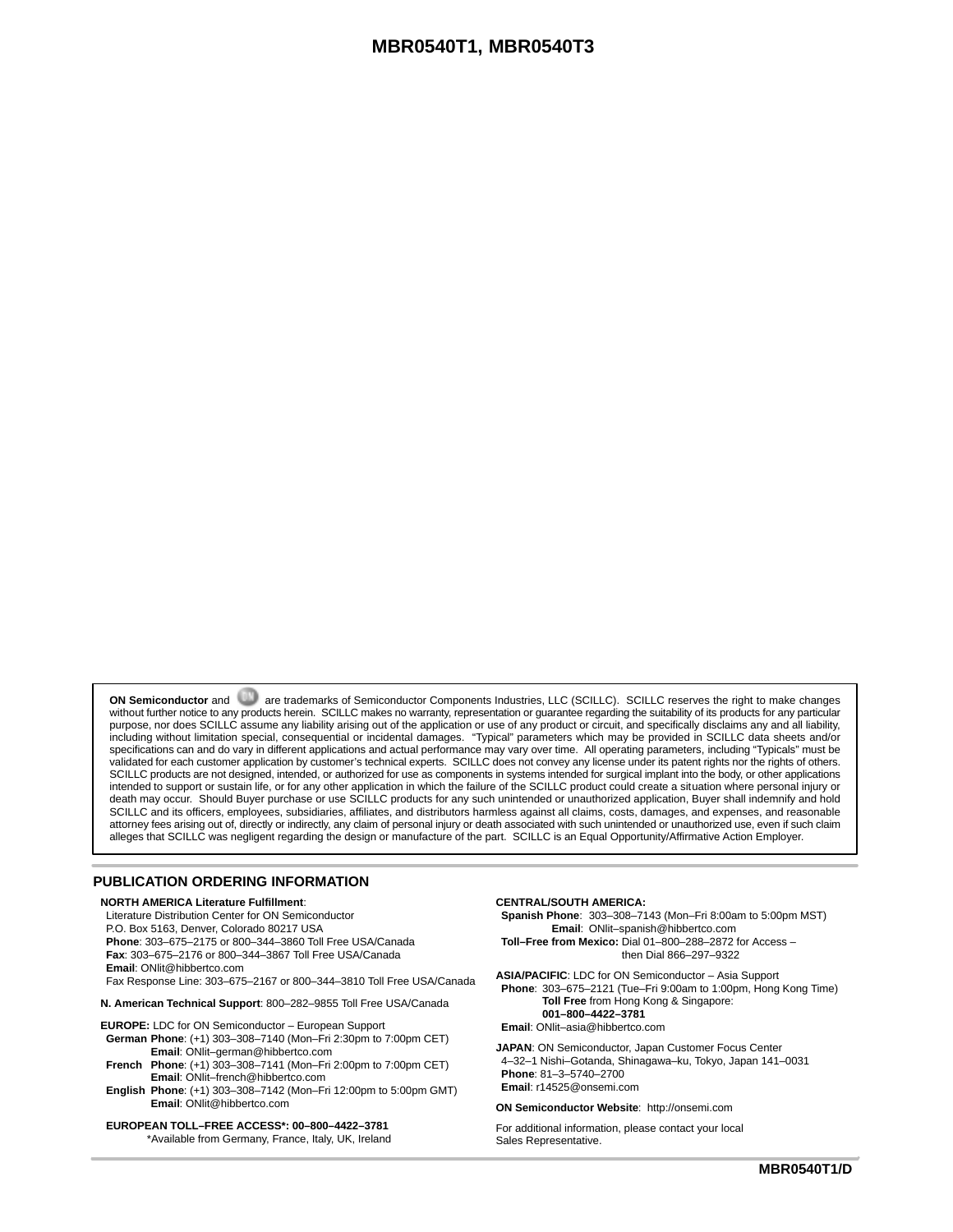**ON Semiconductor** and  are trademarks of Semiconductor Components Industries, LLC (SCILLC). SCILLC reserves the right to make changes without further notice to any products herein. SCILLC makes no warranty, representation or guarantee regarding the suitability of its products for any particular purpose, nor does SCILLC assume any liability arising out of the application or use of any product or circuit, and specifically disclaims any and all liability, including without limitation special, consequential or incidental damages. "Typical" parameters which may be provided in SCILLC data sheets and/or specifications can and do vary in different applications and actual performance may vary over time. All operating parameters, including "Typicals" must be validated for each customer application by customer's technical experts. SCILLC does not convey any license under its patent rights nor the rights of others. SCILLC products are not designed, intended, or authorized for use as components in systems intended for surgical implant into the body, or other applications intended to support or sustain life, or for any other application in which the failure of the SCILLC product could create a situation where personal injury or death may occur. Should Buyer purchase or use SCILLC products for any such unintended or unauthorized application, Buyer shall indemnify and hold SCILLC and its officers, employees, subsidiaries, affiliates, and distributors harmless against all claims, costs, damages, and expenses, and reasonable attorney fees arising out of, directly or indirectly, any claim of personal injury or death associated with such unintended or unauthorized use, even if such claim alleges that SCILLC was negligent regarding the design or manufacture of the part. SCILLC is an Equal Opportunity/Affirmative Action Employer.

## PUBLICATION ORDERING INFORMATION

**NORTH AMERICA Literature Fulfillment**:
Literature Distribution Center for ON Semiconductor
P.O. Box 5163, Denver, Colorado 80217 USA
**Phone**: 303–675–2175 or 800–344–3860 Toll Free USA/Canada
**Fax**: 303–675–2176 or 800–344–3867 Toll Free USA/Canada
**Email**: ONlit@hibbertco.com
Fax Response Line: 303–675–2167 or 800–344–3810 Toll Free USA/Canada

**N. American Technical Support**: 800–282–9855 Toll Free USA/Canada

**EUROPE:** LDC for ON Semiconductor – European Support
**German Phone**: (+1) 303–308–7140 (Mon–Fri 2:30pm to 7:00pm CET)
**Email**: ONlit–german@hibbertco.com
**French Phone**: (+1) 303–308–7141 (Mon–Fri 2:00pm to 7:00pm CET)
**Email**: ONlit–french@hibbertco.com
**English Phone**: (+1) 303–308–7142 (Mon–Fri 12:00pm to 5:00pm GMT)
**Email**: ONlit@hibbertco.com

**EUROPEAN TOLL–FREE ACCESS*: 00–800–4422–3781**
*Available from Germany, France, Italy, UK, Ireland

**CENTRAL/SOUTH AMERICA:**
**Spanish Phone**: 303–308–7143 (Mon–Fri 8:00am to 5:00pm MST)
**Email**: ONlit–spanish@hibbertco.com
**Toll–Free from Mexico:** Dial 01–800–288–2872 for Access – then Dial 866–297–9322

**ASIA/PACIFIC**: LDC for ON Semiconductor – Asia Support
**Phone**: 303–675–2121 (Tue–Fri 9:00am to 1:00pm, Hong Kong Time)
**Toll Free** from Hong Kong & Singapore:
**001–800–4422–3781**
**Email**: ONlit–asia@hibbertco.com

**JAPAN**: ON Semiconductor, Japan Customer Focus Center
4–32–1 Nishi–Gotanda, Shinagawa–ku, Tokyo, Japan 141–0031
**Phone**: 81–3–5740–2700
**Email**: r14525@onsemi.com

**ON Semiconductor Website**: http://onsemi.com

For additional information, please contact your local Sales Representative.

**MBR0540T1/D**